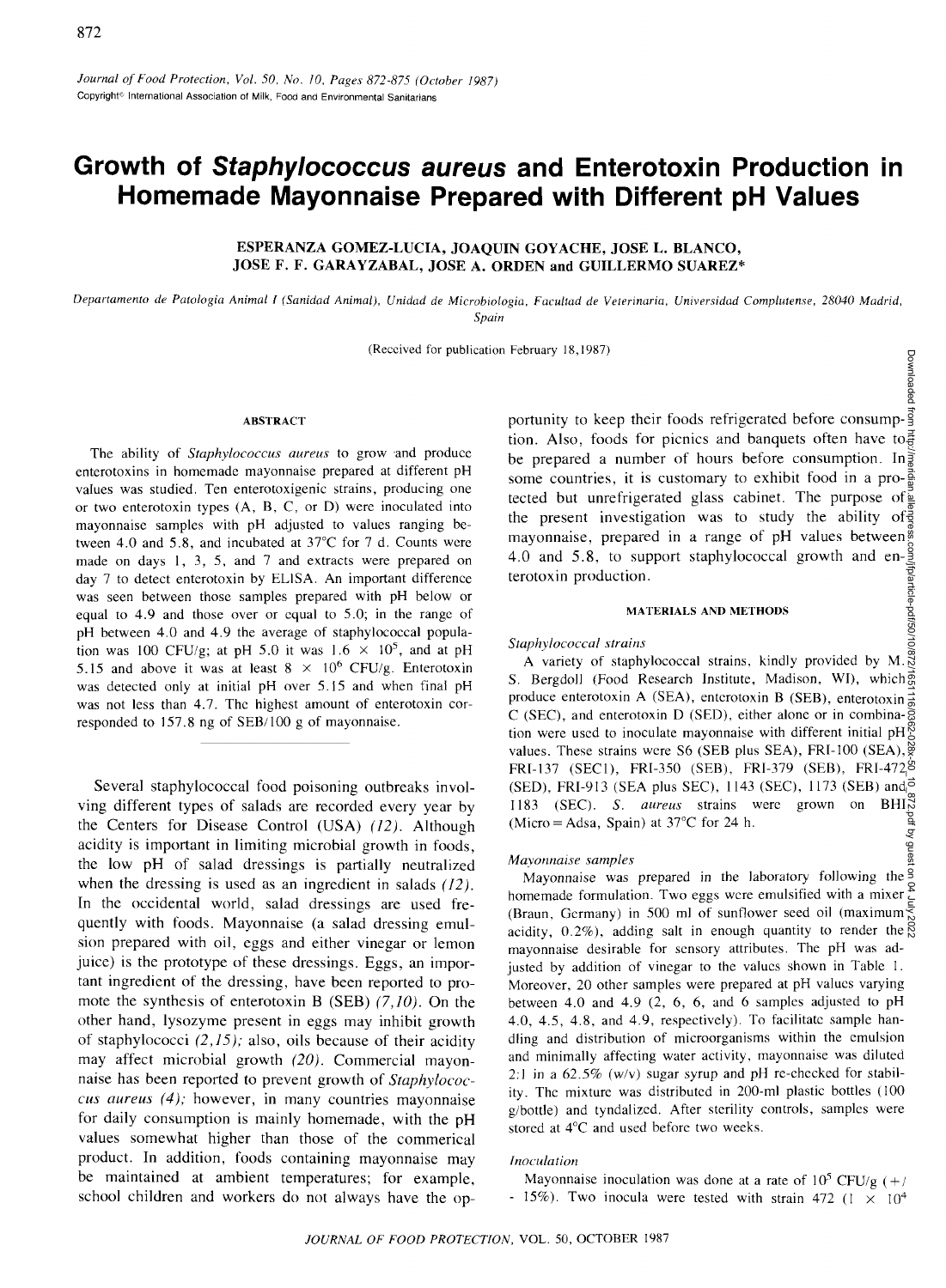# Growth of *Staphylococcus aureus* and Enterotoxin Production in Homemade Mayonnaise Prepared with Different pH Values

ESPERANZA GOMEZ-LUCIA, JOAQUIN GOYACHE, JOSE L. BLANCO, JOSE F. F. GARAYZABAL, JOSE A. ORDEN and GUILLERMO SUAREZ*

*Departamento de Patologia Animal I (Sanidad Animal), Unidad de Microbiologia, Facultad de Veterinaria, Universidad Complutense, 28040 Madrid, Spain*

(Received for publication February 18, 1987)

## ABSTRACT

The ability of *Staphylococcus aureus* to grow and produce enterotoxins in homemade mayonnaise prepared at different pH values was studied. Ten enterotoxigenic strains, producing one or two enterotoxin types (A, B, C, or D) were inoculated into mayonnaise samples with pH adjusted to values ranging between 4.0 and 5.8, and incubated at 37°C for 7 d. Counts were made on days 1, 3, 5, and 7 and extracts were prepared on day 7 to detect enterotoxin by ELISA. An important difference was seen between those samples prepared with pH below or equal to 4.9 and those over or equal to 5.0; in the range of pH between 4.0 and 4.9 the average of staphylococcal population was 100 CFU/g; at pH 5.0 it was $1.6 \times 10^5$, and at pH 5.15 and above it was at least $8 \times 10^6$ CFU/g. Enterotoxin was detected only at initial pH over 5.15 and when final pH was not less than 4.7. The highest amount of enterotoxin corresponded to 157.8 ng of SEB/100 g of mayonnaise.

Several staphylococcal food poisoning outbreaks involving different types of salads are recorded every year by the Centers for Disease Control (USA) (*12*). Although acidity is important in limiting microbial growth in foods, the low pH of salad dressings is partially neutralized when the dressing is used as an ingredient in salads (*12*). In the occidental world, salad dressings are used frequently with foods. Mayonnaise (a salad dressing emulsion prepared with oil, eggs and either vinegar or lemon juice) is the prototype of these dressings. Eggs, an important ingredient of the dressing, have been reported to promote the synthesis of enterotoxin B (SEB) (*7,10*). On the other hand, lysozyme present in eggs may inhibit growth of staphylococci (*2,15*); also, oils because of their acidity may affect microbial growth (*20*). Commercial mayonnaise has been reported to prevent growth of *Staphylococcus aureus* (*4*); however, in many countries mayonnaise for daily consumption is mainly homemade, with the pH values somewhat higher than those of the commerical product. In addition, foods containing mayonnaise may be maintained at ambient temperatures; for example, school children and workers do not always have the opportunity to keep their foods refrigerated before consumption. Also, foods for picnics and banquets often have to be prepared a number of hours before consumption. In some countries, it is customary to exhibit food in a protected but unrefrigerated glass cabinet. The purpose of the present investigation was to study the ability of mayonnaise, prepared in a range of pH values between 4.0 and 5.8, to support staphylococcal growth and enterotoxin production.

## MATERIALS AND METHODS

### *Staphylococcal strains*

A variety of staphylococcal strains, kindly provided by M. S. Bergdoll (Food Research Institute, Madison, WI), which produce enterotoxin A (SEA), enterotoxin B (SEB), enterotoxin C (SEC), and enterotoxin D (SED), either alone or in combination were used to inoculate mayonnaise with different initial pH values. These strains were S6 (SEB plus SEA), FRI-100 (SEA), FRI-137 (SEC1), FRI-350 (SEB), FRI-379 (SEB), FRI-472 (SED), FRI-913 (SEA plus SEC), 1143 (SEC), 1173 (SEB) and 1183 (SEC). *S. aureus* strains were grown on BHI (Micro = Adsa, Spain) at 37°C for 24 h.

### *Mayonnaise samples*

Mayonnaise was prepared in the laboratory following the homemade formulation. Two eggs were emulsified with a mixer (Braun, Germany) in 500 ml of sunflower seed oil (maximum acidity, 0.2%), adding salt in enough quantity to render the mayonnaise desirable for sensory attributes. The pH was adjusted by addition of vinegar to the values shown in Table 1. Moreover, 20 other samples were prepared at pH values varying between 4.0 and 4.9 (2, 6, 6, and 6 samples adjusted to pH 4.0, 4.5, 4.8, and 4.9, respectively). To facilitate sample handling and distribution of microorganisms within the emulsion and minimally affecting water activity, mayonnaise was diluted 2:1 in a 62.5% (w/v) sugar syrup and pH re-checked for stability. The mixture was distributed in 200-ml plastic bottles (100 g/bottle) and tyndalized. After sterility controls, samples were stored at 4°C and used before two weeks.

### *Inoculation*

Mayonnaise inoculation was done at a rate of $10^5$ CFU/g (+/- 15%). Two inocula were tested with strain 472 ($1 \times 10^4$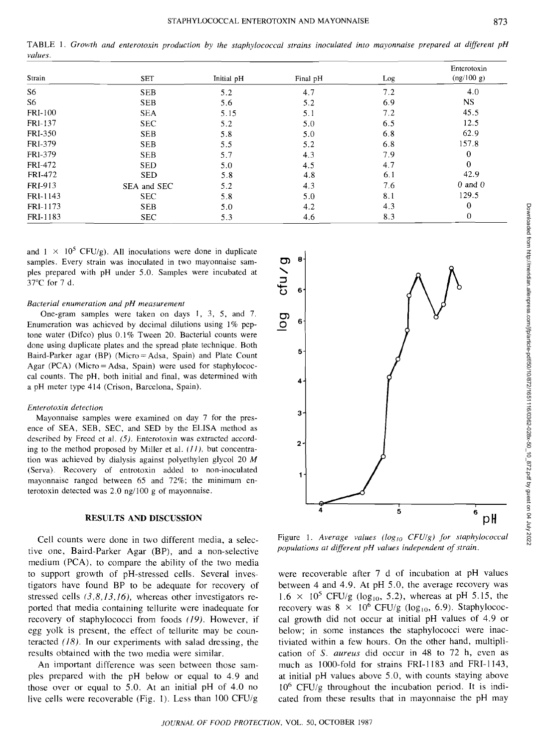TABLE 1. *Growth and enterotoxin production by the staphylococcal strains inoculated into mayonnaise prepared at different pH values.*

| Strain | SET | Initial pH | Final pH | Log | Enterotoxin (ng/100 g) |
|---|---|---|---|---|---|
| S6 | SEB | 5.2 | 4.7 | 7.2 | 4.0 |
| S6 | SEB | 5.6 | 5.2 | 6.9 | NS |
| FRI-100 | SEA | 5.15 | 5.1 | 7.2 | 45.5 |
| FRI-137 | SEC | 5.2 | 5.0 | 6.5 | 12.5 |
| FRI-350 | SEB | 5.8 | 5.0 | 6.8 | 62.9 |
| FRI-379 | SEB | 5.5 | 5.2 | 6.8 | 157.8 |
| FRI-379 | SEB | 5.7 | 4.3 | 7.9 | 0 |
| FRI-472 | SED | 5.0 | 4.5 | 4.7 | 0 |
| FRI-472 | SED | 5.8 | 4.8 | 6.1 | 42.9 |
| FRI-913 | SEA and SEC | 5.2 | 4.3 | 7.6 | 0 and 0 |
| FRI-1143 | SEC | 5.8 | 5.0 | 8.1 | 129.5 |
| FRI-1173 | SEB | 5.0 | 4.2 | 4.3 | 0 |
| FRI-1183 | SEC | 5.3 | 4.6 | 8.3 | 0 |

and $1 \times 10^5$ CFU/g). All inoculations were done in duplicate samples. Every strain was inoculated in two mayonnaise samples prepared with pH under 5.0. Samples were incubated at 37°C for 7 d.

### *Bacterial enumeration and pH measurement*

One-gram samples were taken on days 1, 3, 5, and 7. Enumeration was achieved by decimal dilutions using 1% peptone water (Difco) plus 0.1% Tween 20. Bacterial counts were done using duplicate plates and the spread plate technique. Both Baird-Parker agar (BP) (Micro = Adsa, Spain) and Plate Count Agar (PCA) (Micro = Adsa, Spain) were used for staphylococcal counts. The pH, both initial and final, was determined with a pH meter type 414 (Crison, Barcelona, Spain).

### *Enterotoxin detection*

Mayonnaise samples were examined on day 7 for the presence of SEA, SEB, SEC, and SED by the ELISA method as described by Freed et al. (5). Enterotoxin was extracted according to the method proposed by Miller et al. (11), but concentration was achieved by dialysis against polyethylen glycol 20 *M* (Serva). Recovery of entrotoxin added to non-inoculated mayonnaise ranged between 65 and 72%; the minimum enterotoxin detected was 2.0 ng/100 g of mayonnaise.

## RESULTS AND DISCUSSION

Cell counts were done in two different media, a selective one, Baird-Parker Agar (BP), and a non-selective medium (PCA), to compare the ability of the two media to support growth of pH-stressed cells. Several investigators have found BP to be adequate for recovery of stressed cells (3,8,13,16), whereas other investigators reported that media containing tellurite were inadequate for recovery of staphylococci from foods (19). However, if egg yolk is present, the effect of tellurite may be counteracted (18). In our experiments with salad dressing, the results obtained with the two media were similar.

An important difference was seen between those samples prepared with the pH below or equal to 4.9 and those over or equal to 5.0. At an initial pH of 4.0 no live cells were recoverable (Fig. 1). Less than 100 CFU/g were recoverable after 7 d of incubation at pH values between 4 and 4.9. At pH 5.0, the average recovery was $1.6 \times 10^5$ CFU/g ($\log_{10}$, 5.2), whereas at pH 5.15, the recovery was $8 \times 10^6$ CFU/g ($\log_{10}$, 6.9). Staphylococcal growth did not occur at initial pH values of 4.9 or below; in some instances the staphylococci were inactiviated within a few hours. On the other hand, multiplication of *S. aureus* did occur in 48 to 72 h, even as much as 1000-fold for strains FRI-1183 and FRI-1143, at initial pH values above 5.0, with counts staying above $10^6$ CFU/g throughout the incubation period. It is indicated from these results that in mayonnaise the pH may

Figure 1. *Average values ($\log_{10}$ CFU/g) for staphylococcal populations at different pH values independent of strain.*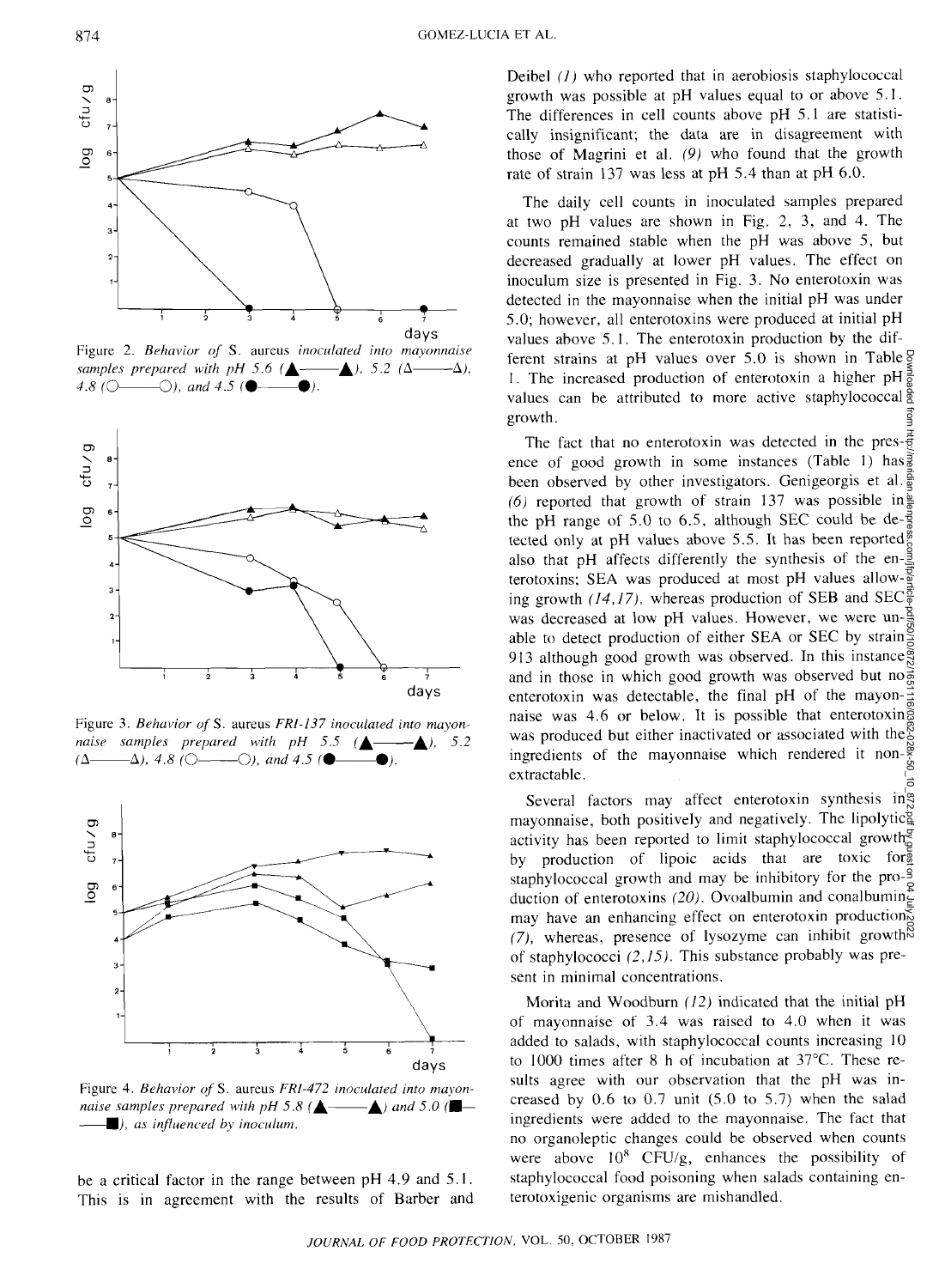Figure 2. *Behavior of* S. aureus *inoculated into mayonnaise samples prepared with pH 5.6 (▲——▲), 5.2 (Δ——Δ), 4.8 (○——○), and 4.5 (●——●).*

Figure 3. *Behavior of* S. aureus *FRI-137 inoculated into mayonnaise samples prepared with pH 5.5 (▲——▲), 5.2 (Δ——Δ), 4.8 (○——○), and 4.5 (●——●).*

Figure 4. *Behavior of* S. aureus *FRI-472 inoculated into mayonnaise samples prepared with pH 5.8 (▲——▲) and 5.0 (■——■), as influenced by inoculum.*

be a critical factor in the range between pH 4.9 and 5.1. This is in agreement with the results of Barber and Deibel (1) who reported that in aerobiosis staphylococcal growth was possible at pH values equal to or above 5.1. The differences in cell counts above pH 5.1 are statistically insignificant; the data are in disagreement with those of Magrini et al. (9) who found that the growth rate of strain 137 was less at pH 5.4 than at pH 6.0.

The daily cell counts in inoculated samples prepared at two pH values are shown in Fig. 2, 3, and 4. The counts remained stable when the pH was above 5, but decreased gradually at lower pH values. The effect on inoculum size is presented in Fig. 3. No enterotoxin was detected in the mayonnaise when the initial pH was under 5.0; however, all enterotoxins were produced at initial pH values above 5.1. The enterotoxin production by the different strains at pH values over 5.0 is shown in Table 1. The increased production of enterotoxin a higher pH values can be attributed to more active staphylococcal growth.

The fact that no enterotoxin was detected in the presence of good growth in some instances (Table 1) has been observed by other investigators. Genigeorgis et al. (6) reported that growth of strain 137 was possible in the pH range of 5.0 to 6.5, although SEC could be detected only at pH values above 5.5. It has been reported also that pH affects differently the synthesis of the enterotoxins; SEA was produced at most pH values allowing growth (14,17), whereas production of SEB and SEC was decreased at low pH values. However, we were unable to detect production of either SEA or SEC by strain 913 although good growth was observed. In this instance and in those in which good growth was observed but no enterotoxin was detectable, the final pH of the mayonnaise was 4.6 or below. It is possible that enterotoxin was produced but either inactivated or associated with the ingredients of the mayonnaise which rendered it non-extractable.

Several factors may affect enterotoxin synthesis in mayonnaise, both positively and negatively. The lipolytic activity has been reported to limit staphylococcal growth by production of lipoic acids that are toxic for staphylococcal growth and may be inhibitory for the production of enterotoxins (20). Ovoalbumin and conalbumin may have an enhancing effect on enterotoxin production (7), whereas, presence of lysozyme can inhibit growth of staphylococci (2,15). This substance probably was present in minimal concentrations.

Morita and Woodburn (12) indicated that the initial pH of mayonnaise of 3.4 was raised to 4.0 when it was added to salads, with staphylococcal counts increasing 10 to 1000 times after 8 h of incubation at 37°C. These results agree with our observation that the pH was increased by 0.6 to 0.7 unit (5.0 to 5.7) when the salad ingredients were added to the mayonnaise. The fact that no organoleptic changes could be observed when counts were above $10^8$ CFU/g, enhances the possibility of staphylococcal food poisoning when salads containing enterotoxigenic organisms are mishandled.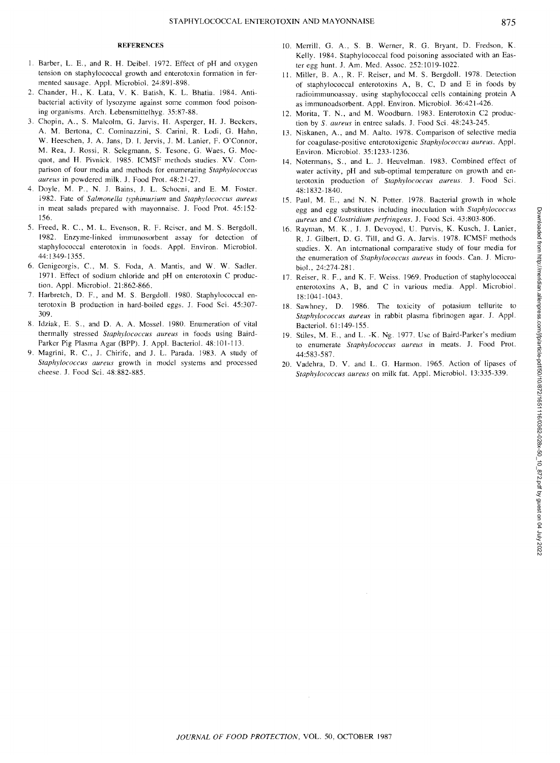## REFERENCES

1. Barber, L. E., and R. H. Deibel. 1972. Effect of pH and oxygen tension on staphylococcal growth and enterotoxin formation in fermented sausage. Appl. Microbiol. 24:891-898.
2. Chander, H., K. Lata, V. K. Batish, K. L. Bhatia. 1984. Antibacterial activity of lysozyme against some common food poisoning organisms. Arch. Lebensmittelhyg. 35:87-88.
3. Chopin, A., S. Malcolm, G. Jarvis, H. Asperger, H. J. Beckers, A. M. Bertona, C. Cominazzini, S. Carini, R. Lodi, G. Hahn, W. Heeschen, J. A. Jans, D. I. Jervis, J. M. Lanier, F. O'Connor, M. Rea, J. Rossi, R. Selegmann, S. Tesone, G. Waes, G. Mocquot, and H. Pivnick. 1985. ICMSF methods studies. XV. Comparison of four media and methods for enumerating *Staphylococcus aureus* in powdered milk. J. Food Prot. 48:21-27.
4. Doyle, M. P., N. J. Bains, J. L. Schoeni, and E. M. Foster. 1982. Fate of *Salmonella typhimurium* and *Staphylococcus aureus* in meat salads prepared with mayonnaise. J. Food Prot. 45:152-156.
5. Freed, R. C., M. L. Evenson, R. F. Reiser, and M. S. Bergdoll. 1982. Enzyme-linked immunosorbent assay for detection of staphylococcal enterotoxin in foods. Appl. Environ. Microbiol. 44:1349-1355.
6. Genigeorgis, C., M. S. Foda, A. Mantis, and W. W. Sadler. 1971. Effect of sodium chloride and pH on enterotoxin C production. Appl. Microbiol. 21:862-866.
7. Harbretch, D. F., and M. S. Bergdoll. 1980. Staphylococcal enterotoxin B production in hard-boiled eggs. J. Food Sci. 45:307-309.
8. Idziak, E. S., and D. A. A. Mossel. 1980. Enumeration of vital thermally stressed *Staphylococcus aureus* in foods using Baird-Parker Pig Plasma Agar (BPP). J. Appl. Bacteriol. 48:101-113.
9. Magrini, R. C., J. Chirife, and J. L. Parada. 1983. A study of *Staphylococcus aureus* growth in model systems and processed cheese. J. Food Sci. 48:882-885.
10. Merrill, G. A., S. B. Werner, R. G. Bryant, D. Fredson, K. Kelly. 1984. Staphylococcal food poisoning associated with an Easter egg hunt. J. Am. Med. Assoc. 252:1019-1022.
11. Miller, B. A., R. F. Reiser, and M. S. Bergdoll. 1978. Detection of staphylococcal enterotoxins A, B, C, D and E in foods by radioimmunoassay, using staphylococcal cells containing protein A as immunoadsorbent. Appl. Environ. Microbiol. 36:421-426.
12. Morita, T. N., and M. Woodburn. 1983. Enterotoxin C2 production by *S. aureus* in entree salads. J. Food Sci. 48:243-245.
13. Niskanen, A., and M. Aalto. 1978. Comparison of selective media for coagulase-positive enterotoxigenic *Staphylococcus aureus*. Appl. Environ. Microbiol. 35:1233-1236.
14. Notermans, S., and L. J. Heuvelman. 1983. Combined effect of water activity, pH and sub-optimal temperature on growth and enterotoxin production of *Staphylococcus aureus*. J. Food Sci. 48:1832-1840.
15. Paul, M. E., and N. N. Potter. 1978. Bacterial growth in whole egg and egg substitutes including inoculation with *Staphylococcus aureus* and *Clostridium perfringens*. J. Food Sci. 43:803-806.
16. Rayman, M. K., J. J. Devoyod, U. Purvis, K. Kusch, J. Lanier, R. J. Gilbert, D. G. Till, and G. A. Jarvis. 1978. ICMSF methods studies. X. An international comparative study of four media for the enumeration of *Staphylococcus aureus* in foods. Can. J. Microbiol., 24:274-281.
17. Reiser, R. F., and K. F. Weiss. 1969. Production of staphylococcal enterotoxins A, B, and C in various media. Appl. Microbiol. 18:1041-1043.
18. Sawhney, D. 1986. The toxicity of potasium tellurite to *Staphylococcus aureus* in rabbit plasma fibrinogen agar. J. Appl. Bacteriol. 61:149-155.
19. Stiles, M. E., and L. -K. Ng. 1977. Use of Baird-Parker's medium to enumerate *Staphylococcus aureus* in meats. J. Food Prot. 44:583-587.
20. Vadehra, D. V. and L. G. Harmon. 1965. Action of lipases of *Staphylococcus aureus* on milk fat. Appl. Microbiol. 13:335-339.